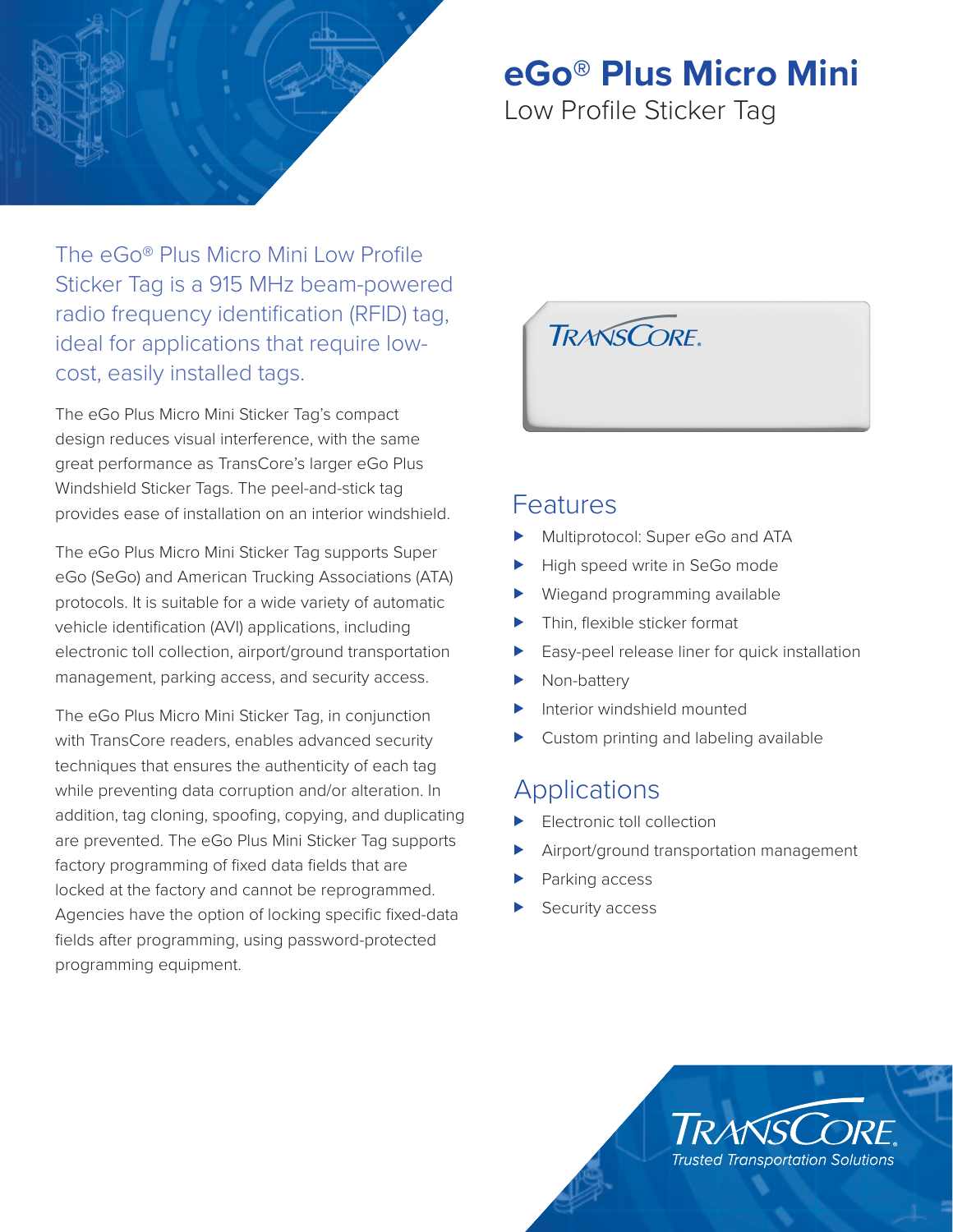# eGo® Plus Micro Mini

Low Profile Sticker Tag

The eGo® Plus Micro Mini Low Profile Sticker Tag is a 915 MHz beam-powered radio frequency identification (RFID) tag, ideal for applications that require low-cost, easily installed tags.

The eGo Plus Micro Mini Sticker Tag's compact design reduces visual interference, with the same great performance as TransCore's larger eGo Plus Windshield Sticker Tags. The peel-and-stick tag provides ease of installation on an interior windshield.

The eGo Plus Micro Mini Sticker Tag supports Super eGo (SeGo) and American Trucking Associations (ATA) protocols. It is suitable for a wide variety of automatic vehicle identification (AVI) applications, including electronic toll collection, airport/ground transportation management, parking access, and security access.

The eGo Plus Micro Mini Sticker Tag, in conjunction with TransCore readers, enables advanced security techniques that ensures the authenticity of each tag while preventing data corruption and/or alteration. In addition, tag cloning, spoofing, copying, and duplicating are prevented. The eGo Plus Mini Sticker Tag supports factory programming of fixed data fields that are locked at the factory and cannot be reprogrammed. Agencies have the option of locking specific fixed-data fields after programming, using password-protected programming equipment.

## Features

- Multiprotocol: Super eGo and ATA
- High speed write in SeGo mode
- Wiegand programming available
- Thin, flexible sticker format
- Easy-peel release liner for quick installation
- Non-battery
- Interior windshield mounted
- Custom printing and labeling available

## Applications

- Electronic toll collection
- Airport/ground transportation management
- Parking access
- Security access

TransCore

*Trusted Transportation Solutions*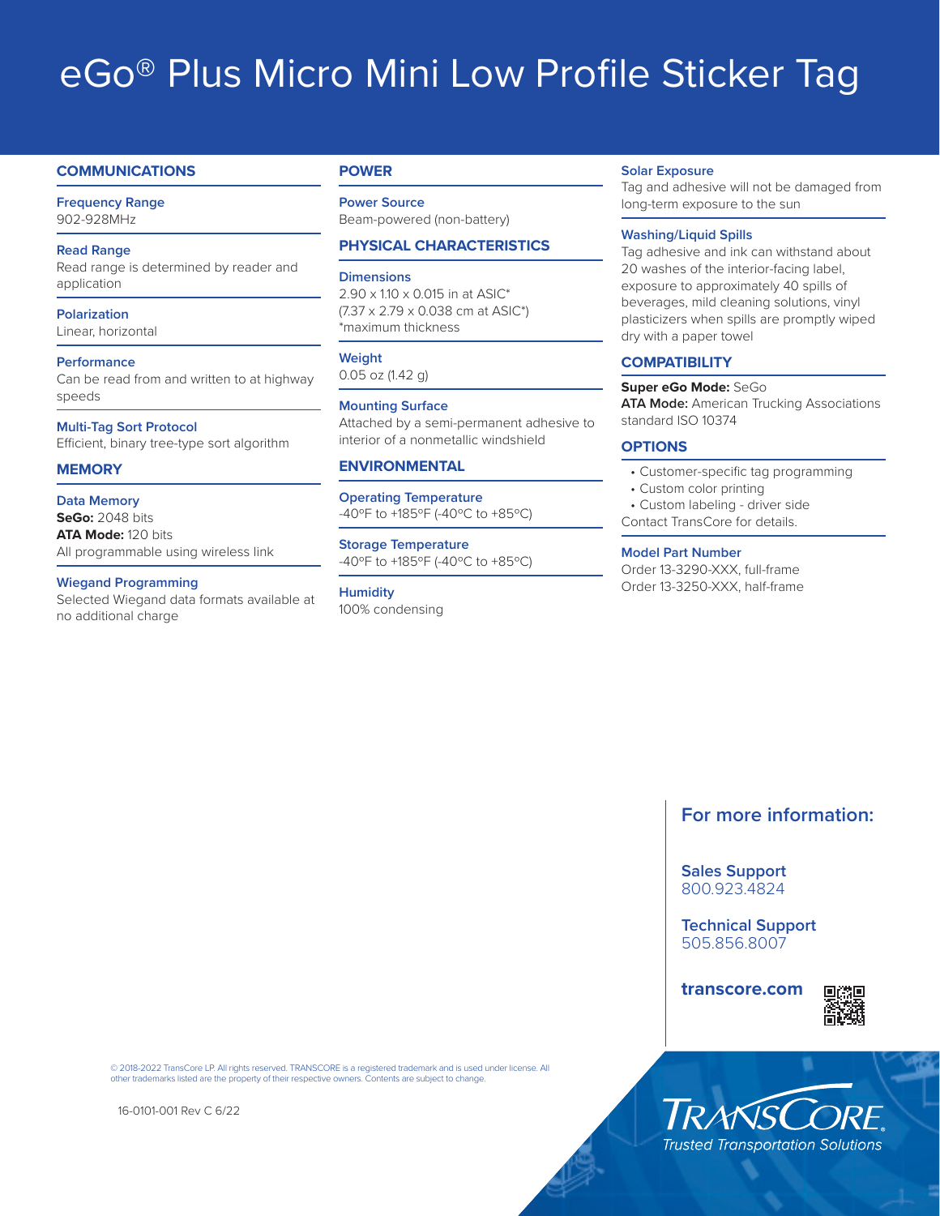# eGo® Plus Micro Mini Low Profile Sticker Tag

## COMMUNICATIONS

**Frequency Range**
902-928MHz

**Read Range**
Read range is determined by reader and application

**Polarization**
Linear, horizontal

**Performance**
Can be read from and written to at highway speeds

**Multi-Tag Sort Protocol**
Efficient, binary tree-type sort algorithm

## MEMORY

**Data Memory**
**SeGo:** 2048 bits
**ATA Mode:** 120 bits
All programmable using wireless link

**Wiegand Programming**
Selected Wiegand data formats available at no additional charge

## POWER

**Power Source**
Beam-powered (non-battery)

## PHYSICAL CHARACTERISTICS

**Dimensions**
2.90 x 1.10 x 0.015 in at ASIC*
(7.37 x 2.79 x 0.038 cm at ASIC*)
*maximum thickness

**Weight**
0.05 oz (1.42 g)

**Mounting Surface**
Attached by a semi-permanent adhesive to interior of a nonmetallic windshield

## ENVIRONMENTAL

**Operating Temperature**
-40°F to +185°F (-40°C to +85°C)

**Storage Temperature**
-40°F to +185°F (-40°C to +85°C)

**Humidity**
100% condensing

**Solar Exposure**
Tag and adhesive will not be damaged from long-term exposure to the sun

**Washing/Liquid Spills**
Tag adhesive and ink can withstand about 20 washes of the interior-facing label, exposure to approximately 40 spills of beverages, mild cleaning solutions, vinyl plasticizers when spills are promptly wiped dry with a paper towel

## COMPATIBILITY

**Super eGo Mode:** SeGo
**ATA Mode:** American Trucking Associations standard ISO 10374

## OPTIONS

- Customer-specific tag programming
- Custom color printing
- Custom labeling - driver side

Contact TransCore for details.

**Model Part Number**
Order 13-3290-XXX, full-frame
Order 13-3250-XXX, half-frame

## For more information:

**Sales Support**
800.923.4824

**Technical Support**
505.856.8007

**transcore.com**

© 2018-2022 TransCore LP. All rights reserved. TRANSCORE is a registered trademark and is used under license. All other trademarks listed are the property of their respective owners. Contents are subject to change.

16-0101-001 Rev C 6/22

TRANSCORE
Trusted Transportation Solutions